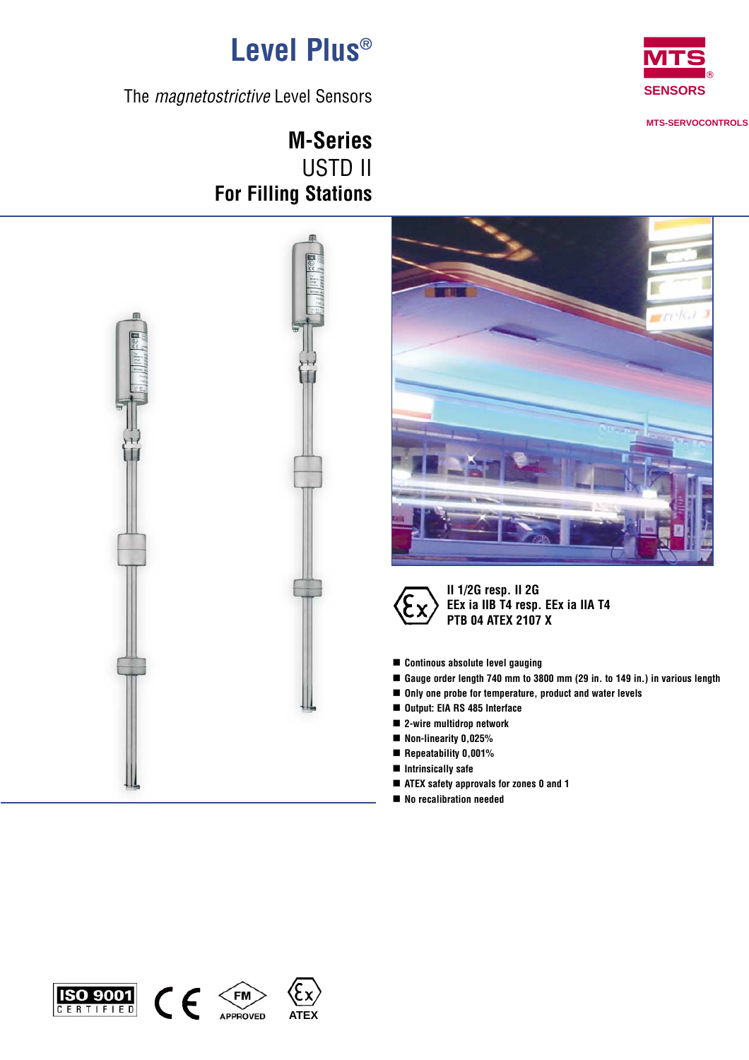# Level Plus®

The *magnetostrictive* Level Sensors

MTS® SENSORS

MTS-SERVOCONTROLS

## M-Series
## USTD II
## For Filling Stations

**II 1/2G resp. II 2G**
**EEx ia IIB T4 resp. EEx ia IIA T4**
**PTB 04 ATEX 2107 X**

- **Continous absolute level gauging**
- **Gauge order length 740 mm to 3800 mm (29 in. to 149 in.) in various length**
- **Only one probe for temperature, product and water levels**
- **Output: EIA RS 485 Interface**
- **2-wire multidrop network**
- **Non-linearity 0,025%**
- **Repeatability 0,001%**
- **Intrinsically safe**
- **ATEX safety approvals for zones 0 and 1**
- **No recalibration needed**

ISO 9001 CERTIFIED · CE · FM APPROVED · ATEX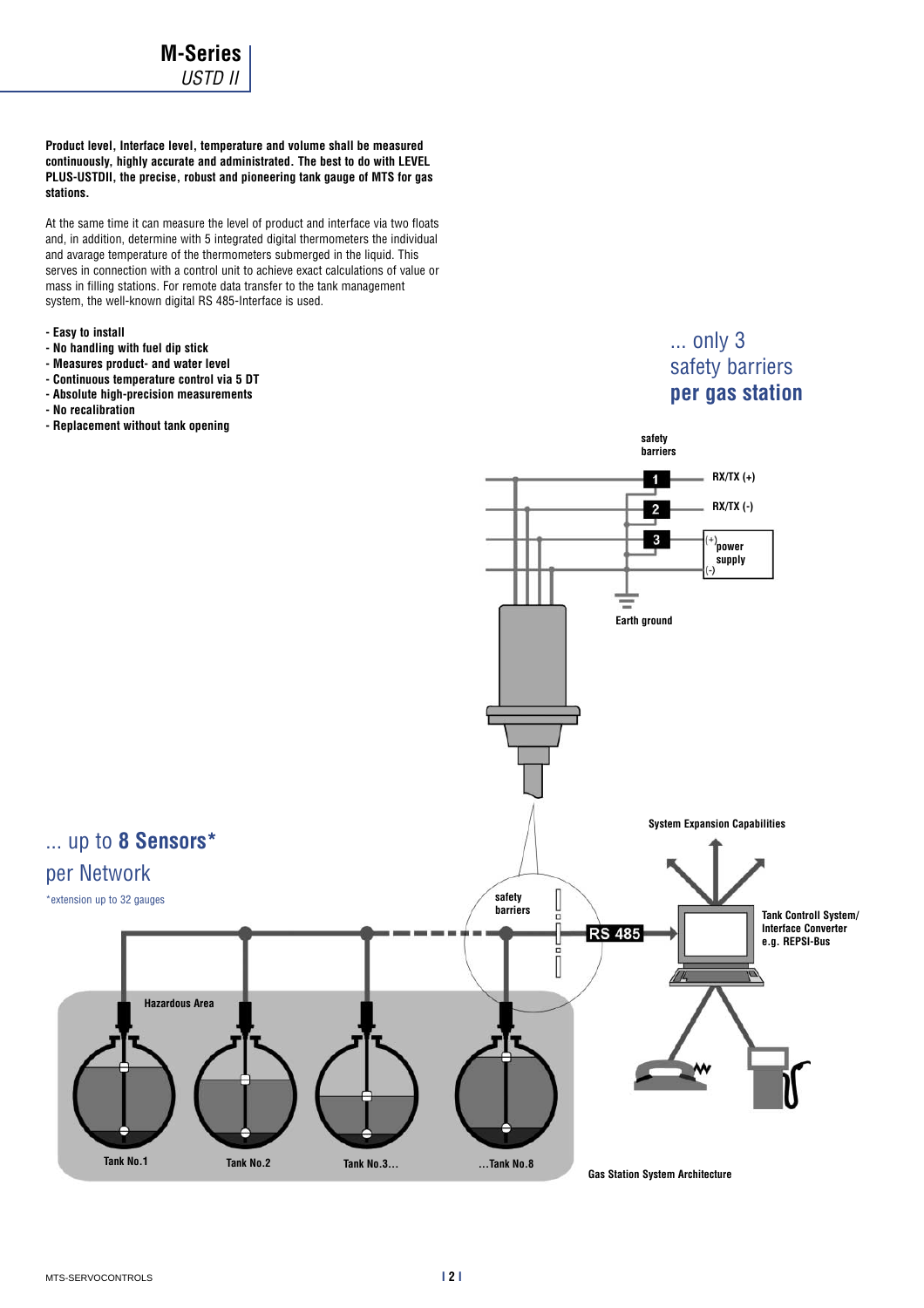**Product level, Interface level, temperature and volume shall be measured continuously, highly accurate and administrated. The best to do with LEVEL PLUS-USTDII, the precise, robust and pioneering tank gauge of MTS for gas stations.**

At the same time it can measure the level of product and interface via two floats and, in addition, determine with 5 integrated digital thermometers the individual and avarage temperature of the thermometers submerged in the liquid. This serves in connection with a control unit to achieve exact calculations of value or mass in filling stations. For remote data transfer to the tank management system, the well-known digital RS 485-Interface is used.

- **Easy to install**
- **No handling with fuel dip stick**
- **Measures product- and water level**
- **Continuous temperature control via 5 DT**
- **Absolute high-precision measurements**
- **No recalibration**
- **Replacement without tank opening**

## ... only 3 safety barriers **per gas station**

safety barriers

1 — RX/TX (+)

2 — RX/TX (-)

3 — (+) power supply (-)

Earth ground

## ... up to **8 Sensors*** per Network

*extension up to 32 gauges

System Expansion Capabilities

safety barriers

RS 485

Tank Controll System/ Interface Converter e.g. REPSI-Bus

Hazardous Area

Tank No.1 — Tank No.2 — Tank No.3... — ...Tank No.8

Gas Station System Architecture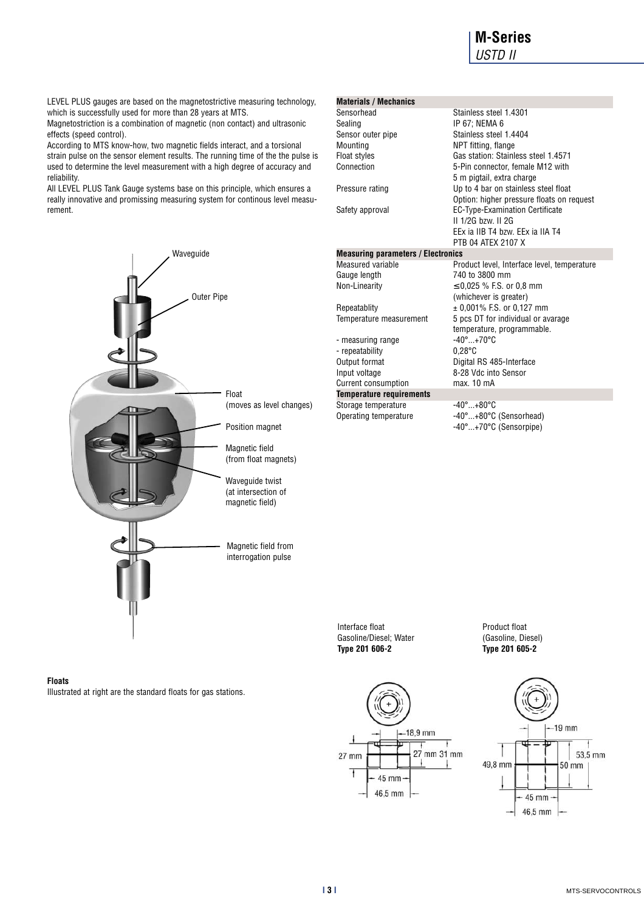LEVEL PLUS gauges are based on the magnetostrictive measuring technology, which is successfully used for more than 28 years at MTS.
Magnetostriction is a combination of magnetic (non contact) and ultrasonic effects (speed control).
According to MTS know-how, two magnetic fields interact, and a torsional strain pulse on the sensor element results. The running time of the the pulse is used to determine the level measurement with a high degree of accuracy and reliability.
All LEVEL PLUS Tank Gauge systems base on this principle, which ensures a really innovative and promissing measuring system for continous level measurement.

Waveguide

Outer Pipe

Float (moves as level changes)

Position magnet

Magnetic field (from float magnets)

Waveguide twist (at intersection of magnetic field)

Magnetic field from interrogation pulse

| **Materials / Mechanics** | |
|---|---|
| Sensorhead | Stainless steel 1.4301 |
| Sealing | IP 67; NEMA 6 |
| Sensor outer pipe | Stainless steel 1.4404 |
| Mounting | NPT fitting, flange |
| Float styles | Gas station: Stainless steel 1.4571 |
| Connection | 5-Pin connector, female M12 with 5 m pigtail, extra charge |
| Pressure rating | Up to 4 bar on stainless steel float<br>Option: higher pressure floats on request |
| Safety approval | EC-Type-Examination Certificate<br>II 1/2G bzw. II 2G<br>EEx ia IIB T4 bzw. EEx ia IIA T4<br>PTB 04 ATEX 2107 X |
| **Measuring parameters / Electronics** | |
| Measured variable | Product level, Interface level, temperature |
| Gauge length | 740 to 3800 mm |
| Non-Linearity | ≤0,025 % F.S. or 0,8 mm (whichever is greater) |
| Repeatablity | ± 0,001% F.S. or 0,127 mm |
| Temperature measurement | 5 pcs DT for individual or avarage temperature, programmable. |
| - measuring range | -40°...+70°C |
| - repeatability | 0,28°C |
| Output format | Digital RS 485-Interface |
| Input voltage | 8-28 Vdc into Sensor |
| Current consumption | max. 10 mA |
| **Temperature requirements** | |
| Storage temperature | -40°...+80°C |
| Operating temperature | -40°...+80°C (Sensorhead)<br>-40°...+70°C (Sensorpipe) |

### Floats

Illustrated at right are the standard floats for gas stations.

Interface float
Gasoline/Diesel; Water
**Type 201 606-2**

18,9 mm; 27 mm; 27 mm; 31 mm; 45 mm; 46,5 mm

Product float
(Gasoline, Diesel)
**Type 201 605-2**

19 mm; 49,8 mm; 50 mm; 53,5 mm; 45 mm; 46,5 mm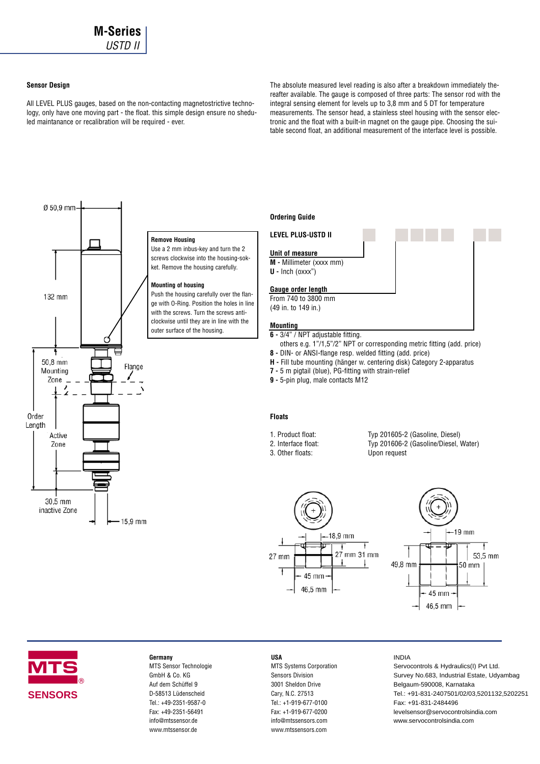## Sensor Design

All LEVEL PLUS gauges, based on the non-contacting magnetostrictive technology, only have one moving part - the float. this simple design ensure no sheduled maintanance or recalibration will be required - ever.

The absolute measured level reading is also after a breakdown immediately theafter available. The gauge is composed of three parts: The sensor rod with the integral sensing element for levels up to 3,8 mm and 5 DT for temperature measurements. The sensor head, a stainless steel housing with the sensor electronic and the float with a built-in magnet on the gauge pipe. Choosing the suitable second float, an additional measurement of the interface level is possible.

Ø 50,9 mm

132 mm

50,8 mm
Mounting
Zone

Flange

Order
Length

Active
Zone

30,5 mm
inactive Zone

15,9 mm

**Remove Housing**

Use a 2 mm inbus-key and turn the 2 screws clockwise into the housing-sokket. Remove the housing carefully.

**Mounting of housing**

Push the housing carefully over the flange with O-Ring. Position the holes in line with the screws. Turn the screws anticlockwise until they are in line with the outer surface of the housing.

## Ordering Guide

**LEVEL PLUS-USTD II**

**Unit of measure**

**M -** Millimeter (xxxx mm)
**U -** Inch (oxxx")

**Gauge order length**

From 740 to 3800 mm
(49 in. to 149 in.)

**Mounting**

**6 -** 3/4" / NPT adjustable fitting.
others e.g. 1"/1,5"/2" NPT or corresponding metric fitting (add. price)
**8 -** DIN- or ANSI-flange resp. welded fitting (add. price)
**H -** Fill tube mounting (hänger w. centering disk) Category 2-apparatus
**7 -** 5 m pigtail (blue), PG-fitting with strain-relief
**9 -** 5-pin plug, male contacts M12

## Floats

| | |
|---|---|
| 1. Product float: | Typ 201605-2 (Gasoline, Diesel) |
| 2. Interface float: | Typ 201606-2 (Gasoline/Diesel, Water) |
| 3. Other floats: | Upon request |

18,9 mm
27 mm
27 mm 31 mm
45 mm
46,5 mm

19 mm
49,8 mm
53,5 mm
50 mm
45 mm
46,5 mm

MTS SENSORS

**Germany**
MTS Sensor Technologie
GmbH & Co. KG
Auf dem Schüffel 9
D-58513 Lüdenscheid
Tel.: +49-2351-9587-0
Fax: +49-2351-56491
info@mtssensor.de
www.mtssensor.de

**USA**
MTS Systems Corporation
Sensors Division
3001 Sheldon Drive
Cary, N.C. 27513
Tel.: +1-919-677-0100
Fax: +1-919-677-0200
info@mtssensors.com
www.mtssensors.com

INDIA
Servocontrols & Hydraulics(I) Pvt Ltd.
Survey No.683, Industrial Estate, Udyambag
Belgaum-590008, Karnataka
Tel.: +91-831-2407501/02/03,5201132,5202251
Fax: +91-831-2484496
levelsensor@servocontrolsindia.com
www.servocontrolsindia.com